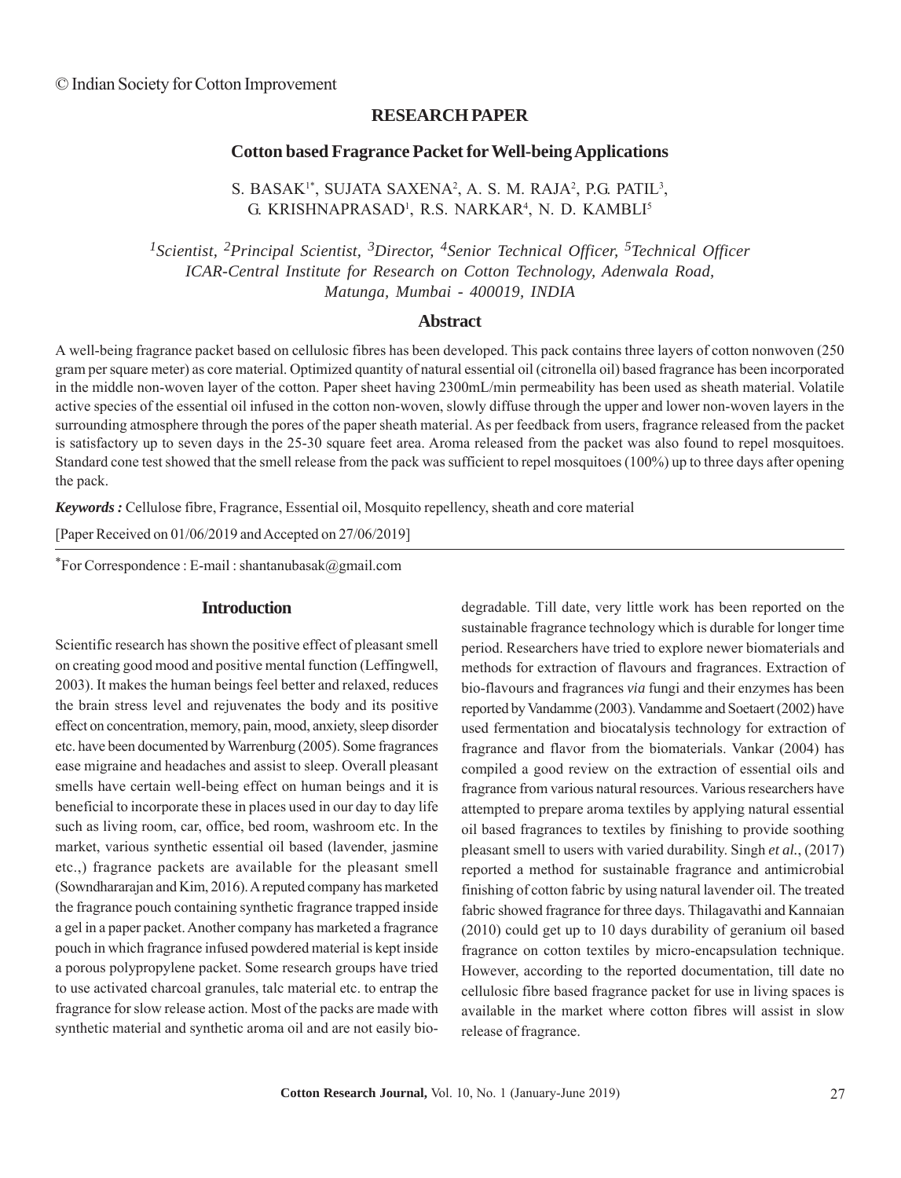© Indian Society for Cotton Improvement

**RESEARCH PAPER**

# Cotton based Fragrance Packet for Well-being Applications

S. BASAK[1*], SUJATA SAXENA[2], A. S. M. RAJA[2], P.G. PATIL[3], G. KRISHNAPRASAD[1], R.S. NARKAR[4], N. D. KAMBLI[5]

*[1]Scientist, [2]Principal Scientist, [3]Director, [4]Senior Technical Officer, [5]Technical Officer*
*ICAR-Central Institute for Research on Cotton Technology, Adenwala Road, Matunga, Mumbai - 400019, INDIA*

## Abstract

A well-being fragrance packet based on cellulosic fibres has been developed. This pack contains three layers of cotton nonwoven (250 gram per square meter) as core material. Optimized quantity of natural essential oil (citronella oil) based fragrance has been incorporated in the middle non-woven layer of the cotton. Paper sheet having 2300mL/min permeability has been used as sheath material. Volatile active species of the essential oil infused in the cotton non-woven, slowly diffuse through the upper and lower non-woven layers in the surrounding atmosphere through the pores of the paper sheath material. As per feedback from users, fragrance released from the packet is satisfactory up to seven days in the 25-30 square feet area. Aroma released from the packet was also found to repel mosquitoes. Standard cone test showed that the smell release from the pack was sufficient to repel mosquitoes (100%) up to three days after opening the pack.

***Keywords :*** Cellulose fibre, Fragrance, Essential oil, Mosquito repellency, sheath and core material

[Paper Received on 01/06/2019 and Accepted on 27/06/2019]

*For Correspondence : E-mail : shantanubasak@gmail.com

## Introduction

Scientific research has shown the positive effect of pleasant smell on creating good mood and positive mental function (Leffingwell, 2003). It makes the human beings feel better and relaxed, reduces the brain stress level and rejuvenates the body and its positive effect on concentration, memory, pain, mood, anxiety, sleep disorder etc. have been documented by Warrenburg (2005). Some fragrances ease migraine and headaches and assist to sleep. Overall pleasant smells have certain well-being effect on human beings and it is beneficial to incorporate these in places used in our day to day life such as living room, car, office, bed room, washroom etc. In the market, various synthetic essential oil based (lavender, jasmine etc.,) fragrance packets are available for the pleasant smell (Sowndhararajan and Kim, 2016). A reputed company has marketed the fragrance pouch containing synthetic fragrance trapped inside a gel in a paper packet. Another company has marketed a fragrance pouch in which fragrance infused powdered material is kept inside a porous polypropylene packet. Some research groups have tried to use activated charcoal granules, talc material etc. to entrap the fragrance for slow release action. Most of the packs are made with synthetic material and synthetic aroma oil and are not easily bio-degradable. Till date, very little work has been reported on the sustainable fragrance technology which is durable for longer time period. Researchers have tried to explore newer biomaterials and methods for extraction of flavours and fragrances. Extraction of bio-flavours and fragrances *via* fungi and their enzymes has been reported by Vandamme (2003). Vandamme and Soetaert (2002) have used fermentation and biocatalysis technology for extraction of fragrance and flavor from the biomaterials. Vankar (2004) has compiled a good review on the extraction of essential oils and fragrance from various natural resources. Various researchers have attempted to prepare aroma textiles by applying natural essential oil based fragrances to textiles by finishing to provide soothing pleasant smell to users with varied durability. Singh *et al.*, (2017) reported a method for sustainable fragrance and antimicrobial finishing of cotton fabric by using natural lavender oil. The treated fabric showed fragrance for three days. Thilagavathi and Kannaian (2010) could get up to 10 days durability of geranium oil based fragrance on cotton textiles by micro-encapsulation technique. However, according to the reported documentation, till date no cellulosic fibre based fragrance packet for use in living spaces is available in the market where cotton fibres will assist in slow release of fragrance.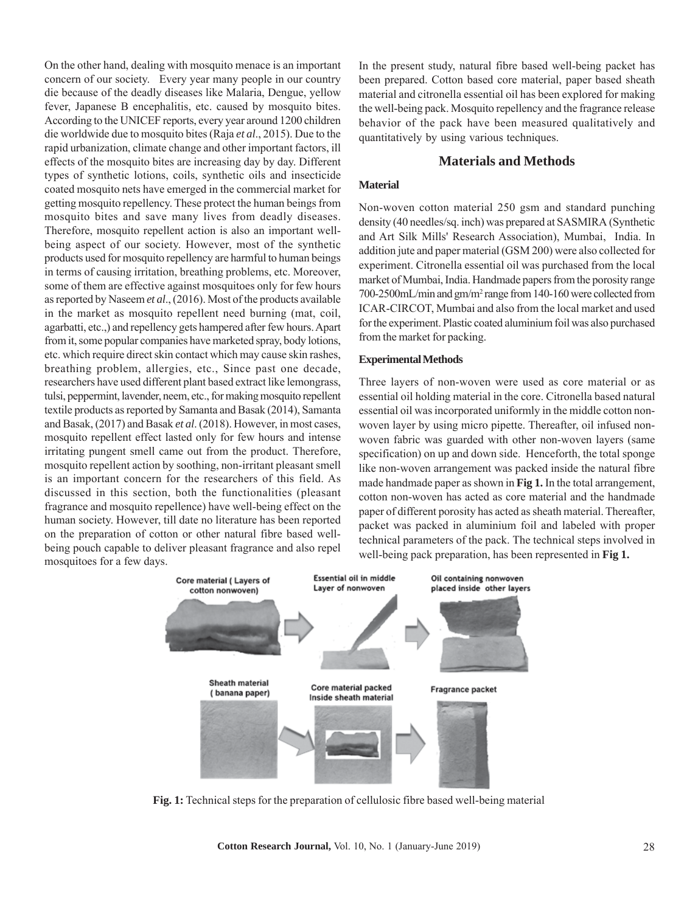On the other hand, dealing with mosquito menace is an important concern of our society. Every year many people in our country die because of the deadly diseases like Malaria, Dengue, yellow fever, Japanese B encephalitis, etc. caused by mosquito bites. According to the UNICEF reports, every year around 1200 children die worldwide due to mosquito bites (Raja *et al*., 2015). Due to the rapid urbanization, climate change and other important factors, ill effects of the mosquito bites are increasing day by day. Different types of synthetic lotions, coils, synthetic oils and insecticide coated mosquito nets have emerged in the commercial market for getting mosquito repellency. These protect the human beings from mosquito bites and save many lives from deadly diseases. Therefore, mosquito repellent action is also an important well-being aspect of our society. However, most of the synthetic products used for mosquito repellency are harmful to human beings in terms of causing irritation, breathing problems, etc. Moreover, some of them are effective against mosquitoes only for few hours as reported by Naseem *et al*., (2016). Most of the products available in the market as mosquito repellent need burning (mat, coil, agarbatti, etc.,) and repellency gets hampered after few hours. Apart from it, some popular companies have marketed spray, body lotions, etc. which require direct skin contact which may cause skin rashes, breathing problem, allergies, etc., Since past one decade, researchers have used different plant based extract like lemongrass, tulsi, peppermint, lavender, neem, etc., for making mosquito repellent textile products as reported by Samanta and Basak (2014), Samanta and Basak, (2017) and Basak *et al*. (2018). However, in most cases, mosquito repellent effect lasted only for few hours and intense irritating pungent smell came out from the product. Therefore, mosquito repellent action by soothing, non-irritant pleasant smell is an important concern for the researchers of this field. As discussed in this section, both the functionalities (pleasant fragrance and mosquito repellence) have well-being effect on the human society. However, till date no literature has been reported on the preparation of cotton or other natural fibre based well-being pouch capable to deliver pleasant fragrance and also repel mosquitoes for a few days.

In the present study, natural fibre based well-being packet has been prepared. Cotton based core material, paper based sheath material and citronella essential oil has been explored for making the well-being pack. Mosquito repellency and the fragrance release behavior of the pack have been measured qualitatively and quantitatively by using various techniques.

## Materials and Methods

### Material

Non-woven cotton material 250 gsm and standard punching density (40 needles/sq. inch) was prepared at SASMIRA (Synthetic and Art Silk Mills' Research Association), Mumbai, India. In addition jute and paper material (GSM 200) were also collected for experiment. Citronella essential oil was purchased from the local market of Mumbai, India. Handmade papers from the porosity range 700-2500mL/min and gm/m$^2$ range from 140-160 were collected from ICAR-CIRCOT, Mumbai and also from the local market and used for the experiment. Plastic coated aluminium foil was also purchased from the market for packing.

### Experimental Methods

Three layers of non-woven were used as core material or as essential oil holding material in the core. Citronella based natural essential oil was incorporated uniformly in the middle cotton non-woven layer by using micro pipette. Thereafter, oil infused non-woven fabric was guarded with other non-woven layers (same specification) on up and down side. Henceforth, the total sponge like non-woven arrangement was packed inside the natural fibre made handmade paper as shown in **Fig 1.** In the total arrangement, cotton non-woven has acted as core material and the handmade paper of different porosity has acted as sheath material. Thereafter, packet was packed in aluminium foil and labeled with proper technical parameters of the pack. The technical steps involved in well-being pack preparation, has been represented in **Fig 1.**

Core material ( Layers of cotton nonwoven) → Essential oil in middle Layer of nonwoven → Oil containing nonwoven placed inside other layers

Sheath material ( banana paper) → Core material packed Inside sheath material → Fragrance packet

**Fig. 1:** Technical steps for the preparation of cellulosic fibre based well-being material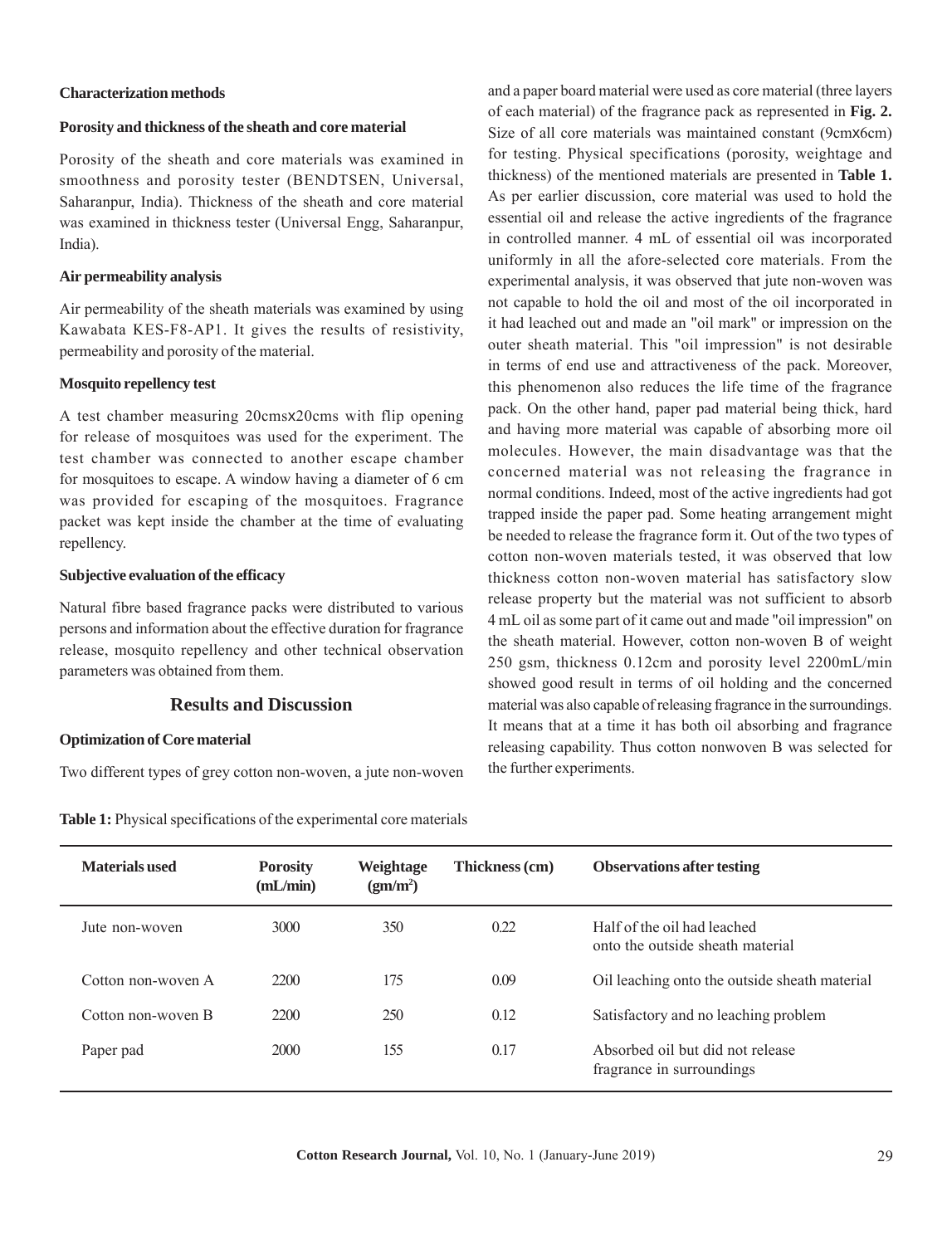### Characterization methods

#### Porosity and thickness of the sheath and core material

Porosity of the sheath and core materials was examined in smoothness and porosity tester (BENDTSEN, Universal, Saharanpur, India). Thickness of the sheath and core material was examined in thickness tester (Universal Engg, Saharanpur, India).

#### Air permeability analysis

Air permeability of the sheath materials was examined by using Kawabata KES-F8-AP1. It gives the results of resistivity, permeability and porosity of the material.

#### Mosquito repellency test

A test chamber measuring 20cmsx20cms with flip opening for release of mosquitoes was used for the experiment. The test chamber was connected to another escape chamber for mosquitoes to escape. A window having a diameter of 6 cm was provided for escaping of the mosquitoes. Fragrance packet was kept inside the chamber at the time of evaluating repellency.

#### Subjective evaluation of the efficacy

Natural fibre based fragrance packs were distributed to various persons and information about the effective duration for fragrance release, mosquito repellency and other technical observation parameters was obtained from them.

## Results and Discussion

### Optimization of Core material

Two different types of grey cotton non-woven, a jute non-woven and a paper board material were used as core material (three layers of each material) of the fragrance pack as represented in **Fig. 2.** Size of all core materials was maintained constant (9cmx6cm) for testing. Physical specifications (porosity, weightage and thickness) of the mentioned materials are presented in **Table 1.** As per earlier discussion, core material was used to hold the essential oil and release the active ingredients of the fragrance in controlled manner. 4 mL of essential oil was incorporated uniformly in all the afore-selected core materials. From the experimental analysis, it was observed that jute non-woven was not capable to hold the oil and most of the oil incorporated in it had leached out and made an "oil mark" or impression on the outer sheath material. This "oil impression" is not desirable in terms of end use and attractiveness of the pack. Moreover, this phenomenon also reduces the life time of the fragrance pack. On the other hand, paper pad material being thick, hard and having more material was capable of absorbing more oil molecules. However, the main disadvantage was that the concerned material was not releasing the fragrance in normal conditions. Indeed, most of the active ingredients had got trapped inside the paper pad. Some heating arrangement might be needed to release the fragrance form it. Out of the two types of cotton non-woven materials tested, it was observed that low thickness cotton non-woven material has satisfactory slow release property but the material was not sufficient to absorb 4 mL oil as some part of it came out and made "oil impression" on the sheath material. However, cotton non-woven B of weight 250 gsm, thickness 0.12cm and porosity level 2200mL/min showed good result in terms of oil holding and the concerned material was also capable of releasing fragrance in the surroundings. It means that at a time it has both oil absorbing and fragrance releasing capability. Thus cotton nonwoven B was selected for the further experiments.

**Table 1:** Physical specifications of the experimental core materials

| Materials used | Porosity (mL/min) | Weightage ($gm/m^2$) | Thickness (cm) | Observations after testing |
|---|---|---|---|---|
| Jute non-woven | 3000 | 350 | 0.22 | Half of the oil had leached onto the outside sheath material |
| Cotton non-woven A | 2200 | 175 | 0.09 | Oil leaching onto the outside sheath material |
| Cotton non-woven B | 2200 | 250 | 0.12 | Satisfactory and no leaching problem |
| Paper pad | 2000 | 155 | 0.17 | Absorbed oil but did not release fragrance in surroundings |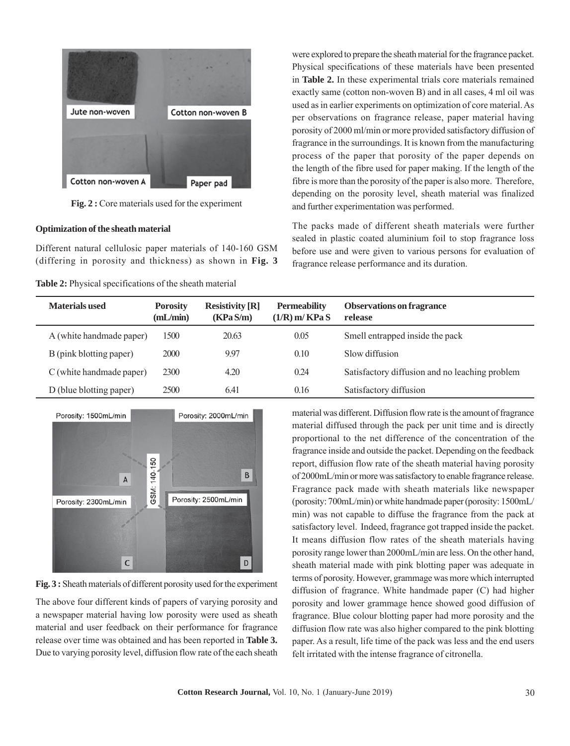Fig. 2 : Core materials used for the experiment

### Optimization of the sheath material

Different natural cellulosic paper materials of 140-160 GSM (differing in porosity and thickness) as shown in **Fig. 3** were explored to prepare the sheath material for the fragrance packet. Physical specifications of these materials have been presented in **Table 2.** In these experimental trials core materials remained exactly same (cotton non-woven B) and in all cases, 4 ml oil was used as in earlier experiments on optimization of core material. As per observations on fragrance release, paper material having porosity of 2000 ml/min or more provided satisfactory diffusion of fragrance in the surroundings. It is known from the manufacturing process of the paper that porosity of the paper depends on the length of the fibre used for paper making. If the length of the fibre is more than the porosity of the paper is also more. Therefore, depending on the porosity level, sheath material was finalized and further experimentation was performed.

The packs made of different sheath materials were further sealed in plastic coated aluminium foil to stop fragrance loss before use and were given to various persons for evaluation of fragrance release performance and its duration.

**Table 2:** Physical specifications of the sheath material

| Materials used | Porosity (mL/min) | Resistivity [R] (KPa S/m) | Permeability (1/R) m/ KPa S | Observations on fragrance release |
|---|---|---|---|---|
| A (white handmade paper) | 1500 | 20.63 | 0.05 | Smell entrapped inside the pack |
| B (pink blotting paper) | 2000 | 9.97 | 0.10 | Slow diffusion |
| C (white handmade paper) | 2300 | 4.20 | 0.24 | Satisfactory diffusion and no leaching problem |
| D (blue blotting paper) | 2500 | 6.41 | 0.16 | Satisfactory diffusion |

**Fig. 3 :** Sheath materials of different porosity used for the experiment

The above four different kinds of papers of varying porosity and a newspaper material having low porosity were used as sheath material and user feedback on their performance for fragrance release over time was obtained and has been reported in **Table 3.** Due to varying porosity level, diffusion flow rate of the each sheath material was different. Diffusion flow rate is the amount of fragrance material diffused through the pack per unit time and is directly proportional to the net difference of the concentration of the fragrance inside and outside the packet. Depending on the feedback report, diffusion flow rate of the sheath material having porosity of 2000mL/min or more was satisfactory to enable fragrance release. Fragrance pack made with sheath materials like newspaper (porosity: 700mL/min) or white handmade paper (porosity: 1500mL/min) was not capable to diffuse the fragrance from the pack at satisfactory level. Indeed, fragrance got trapped inside the packet. It means diffusion flow rates of the sheath materials having porosity range lower than 2000mL/min are less. On the other hand, sheath material made with pink blotting paper was adequate in terms of porosity. However, grammage was more which interrupted diffusion of fragrance. White handmade paper (C) had higher porosity and lower grammage hence showed good diffusion of fragrance. Blue colour blotting paper had more porosity and the diffusion flow rate was also higher compared to the pink blotting paper. As a result, life time of the pack was less and the end users felt irritated with the intense fragrance of citronella.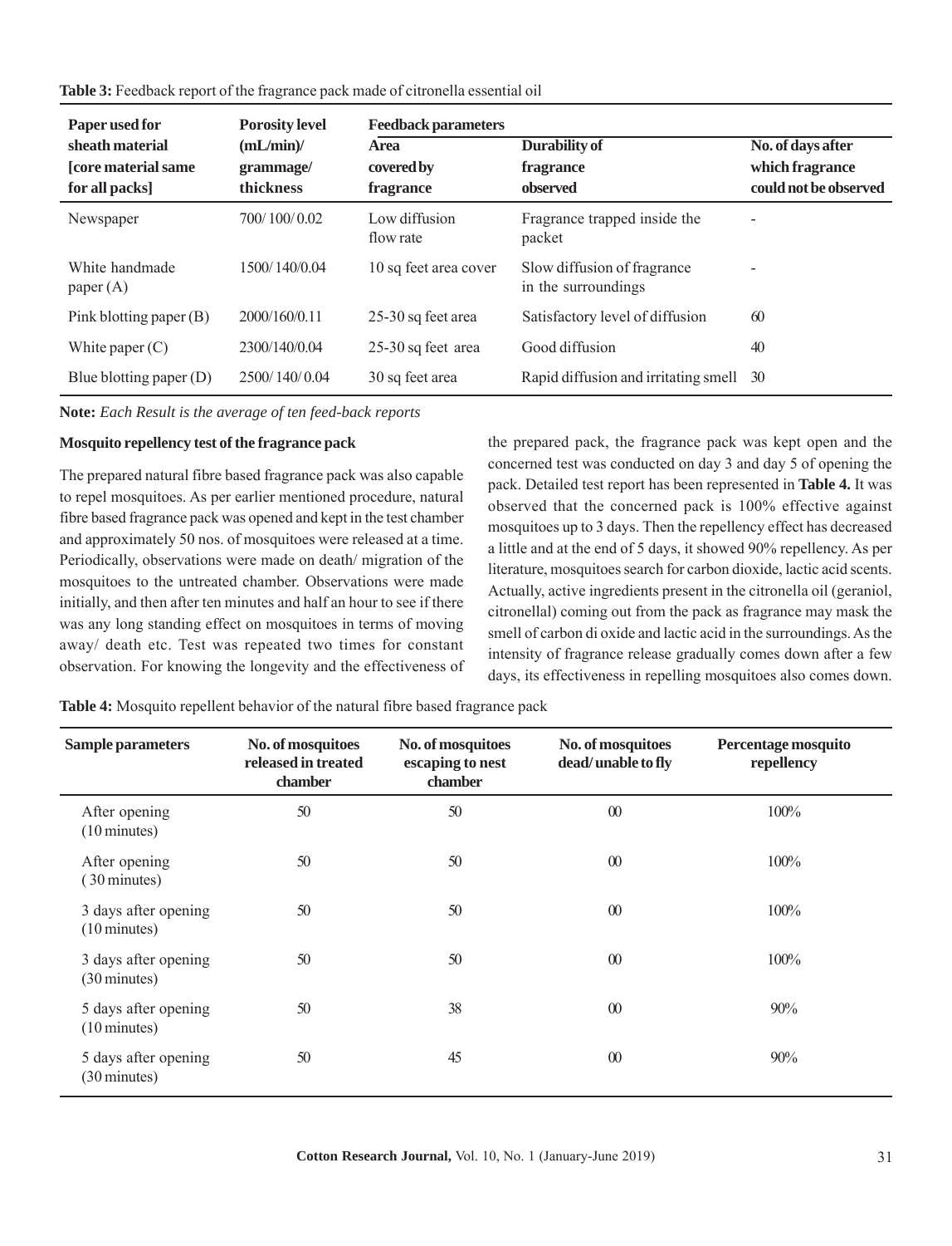**Table 3:** Feedback report of the fragrance pack made of citronella essential oil

| Paper used for sheath material [core material same for all packs] | Porosity level (mL/min)/ grammage/ thickness | Feedback parameters | | |
|---|---|---|---|---|
| | | Area covered by fragrance | Durability of fragrance observed | No. of days after which fragrance could not be observed |
| Newspaper | 700/ 100/ 0.02 | Low diffusion flow rate | Fragrance trapped inside the packet | - |
| White handmade paper (A) | 1500/ 140/0.04 | 10 sq feet area cover | Slow diffusion of fragrance in the surroundings | - |
| Pink blotting paper (B) | 2000/160/0.11 | 25-30 sq feet area | Satisfactory level of diffusion | 60 |
| White paper (C) | 2300/140/0.04 | 25-30 sq feet area | Good diffusion | 40 |
| Blue blotting paper (D) | 2500/ 140/ 0.04 | 30 sq feet area | Rapid diffusion and irritating smell | 30 |

**Note:** *Each Result is the average of ten feed-back reports*

**Mosquito repellency test of the fragrance pack**

The prepared natural fibre based fragrance pack was also capable to repel mosquitoes. As per earlier mentioned procedure, natural fibre based fragrance pack was opened and kept in the test chamber and approximately 50 nos. of mosquitoes were released at a time. Periodically, observations were made on death/ migration of the mosquitoes to the untreated chamber. Observations were made initially, and then after ten minutes and half an hour to see if there was any long standing effect on mosquitoes in terms of moving away/ death etc. Test was repeated two times for constant observation. For knowing the longevity and the effectiveness of the prepared pack, the fragrance pack was kept open and the concerned test was conducted on day 3 and day 5 of opening the pack. Detailed test report has been represented in **Table 4.** It was observed that the concerned pack is 100% effective against mosquitoes up to 3 days. Then the repellency effect has decreased a little and at the end of 5 days, it showed 90% repellency. As per literature, mosquitoes search for carbon dioxide, lactic acid scents. Actually, active ingredients present in the citronella oil (geraniol, citronellal) coming out from the pack as fragrance may mask the smell of carbon di oxide and lactic acid in the surroundings. As the intensity of fragrance release gradually comes down after a few days, its effectiveness in repelling mosquitoes also comes down.

**Table 4:** Mosquito repellent behavior of the natural fibre based fragrance pack

| Sample parameters | No. of mosquitoes released in treated chamber | No. of mosquitoes escaping to nest chamber | No. of mosquitoes dead/ unable to fly | Percentage mosquito repellency |
|---|---|---|---|---|
| After opening (10 minutes) | 50 | 50 | 00 | 100% |
| After opening ( 30 minutes) | 50 | 50 | 00 | 100% |
| 3 days after opening (10 minutes) | 50 | 50 | 00 | 100% |
| 3 days after opening (30 minutes) | 50 | 50 | 00 | 100% |
| 5 days after opening (10 minutes) | 50 | 38 | 00 | 90% |
| 5 days after opening (30 minutes) | 50 | 45 | 00 | 90% |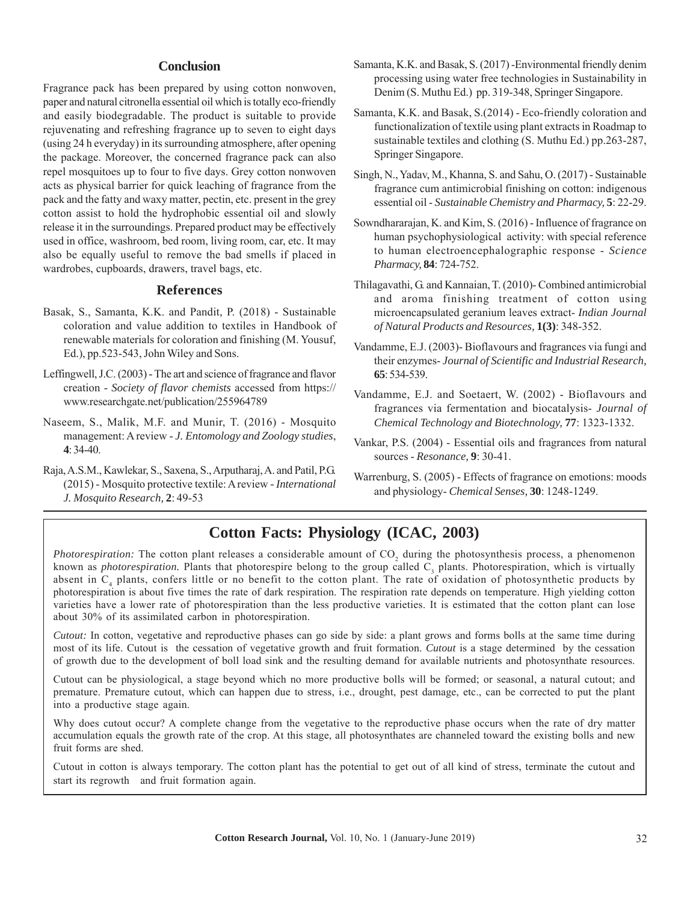## Conclusion

Fragrance pack has been prepared by using cotton nonwoven, paper and natural citronella essential oil which is totally eco-friendly and easily biodegradable. The product is suitable to provide rejuvenating and refreshing fragrance up to seven to eight days (using 24 h everyday) in its surrounding atmosphere, after opening the package. Moreover, the concerned fragrance pack can also repel mosquitoes up to four to five days. Grey cotton nonwoven acts as physical barrier for quick leaching of fragrance from the pack and the fatty and waxy matter, pectin, etc. present in the grey cotton assist to hold the hydrophobic essential oil and slowly release it in the surroundings. Prepared product may be effectively used in office, washroom, bed room, living room, car, etc. It may also be equally useful to remove the bad smells if placed in wardrobes, cupboards, drawers, travel bags, etc.

## References

Basak, S., Samanta, K.K. and Pandit, P. (2018) - Sustainable coloration and value addition to textiles in Handbook of renewable materials for coloration and finishing (M. Yousuf, Ed.), pp.523-543, John Wiley and Sons.

Leffingwell, J.C. (2003) - The art and science of fragrance and flavor creation - *Society of flavor chemists* accessed from https://www.researchgate.net/publication/255964789

Naseem, S., Malik, M.F. and Munir, T. (2016) - Mosquito management: A review - *J. Entomology and Zoology studies*, **4**: 34-40.

Raja, A.S.M., Kawlekar, S., Saxena, S., Arputharaj, A. and Patil, P.G. (2015) - Mosquito protective textile: A review - *International J. Mosquito Research,* **2**: 49-53

Samanta, K.K. and Basak, S. (2017) -Environmental friendly denim processing using water free technologies in Sustainability in Denim (S. Muthu Ed.) pp. 319-348, Springer Singapore.

Samanta, K.K. and Basak, S.(2014) - Eco-friendly coloration and functionalization of textile using plant extracts in Roadmap to sustainable textiles and clothing (S. Muthu Ed.) pp.263-287, Springer Singapore.

Singh, N., Yadav, M., Khanna, S. and Sahu, O. (2017) - Sustainable fragrance cum antimicrobial finishing on cotton: indigenous essential oil - *Sustainable Chemistry and Pharmacy,* **5**: 22-29.

Sowndhararajan, K. and Kim, S. (2016) - Influence of fragrance on human psychophysiological activity: with special reference to human electroencephalographic response - *Science Pharmacy,* **84**: 724-752.

Thilagavathi, G. and Kannaian, T. (2010)- Combined antimicrobial and aroma finishing treatment of cotton using microencapsulated geranium leaves extract- *Indian Journal of Natural Products and Resources,* **1(3)**: 348-352.

Vandamme, E.J. (2003)- Bioflavours and fragrances via fungi and their enzymes- *Journal of Scientific and Industrial Research,* **65**: 534-539.

Vandamme, E.J. and Soetaert, W. (2002) - Bioflavours and fragrances via fermentation and biocatalysis- *Journal of Chemical Technology and Biotechnology,* **77**: 1323-1332.

Vankar, P.S. (2004) - Essential oils and fragrances from natural sources - *Resonance,* **9**: 30-41.

Warrenburg, S. (2005) - Effects of fragrance on emotions: moods and physiology- *Chemical Senses,* **30**: 1248-1249.

## Cotton Facts: Physiology (ICAC, 2003)

*Photorespiration:* The cotton plant releases a considerable amount of $CO_2$ during the photosynthesis process, a phenomenon known as *photorespiration.* Plants that photorespire belong to the group called $C_3$ plants. Photorespiration, which is virtually absent in $C_4$ plants, confers little or no benefit to the cotton plant. The rate of oxidation of photosynthetic products by photorespiration is about five times the rate of dark respiration. The respiration rate depends on temperature. High yielding cotton varieties have a lower rate of photorespiration than the less productive varieties. It is estimated that the cotton plant can lose about 30% of its assimilated carbon in photorespiration.

*Cutout:* In cotton, vegetative and reproductive phases can go side by side: a plant grows and forms bolls at the same time during most of its life. Cutout is the cessation of vegetative growth and fruit formation. *Cutout* is a stage determined by the cessation of growth due to the development of boll load sink and the resulting demand for available nutrients and photosynthate resources.

Cutout can be physiological, a stage beyond which no more productive bolls will be formed; or seasonal, a natural cutout; and premature. Premature cutout, which can happen due to stress, i.e., drought, pest damage, etc., can be corrected to put the plant into a productive stage again.

Why does cutout occur? A complete change from the vegetative to the reproductive phase occurs when the rate of dry matter accumulation equals the growth rate of the crop. At this stage, all photosynthates are channeled toward the existing bolls and new fruit forms are shed.

Cutout in cotton is always temporary. The cotton plant has the potential to get out of all kind of stress, terminate the cutout and start its regrowth and fruit formation again.